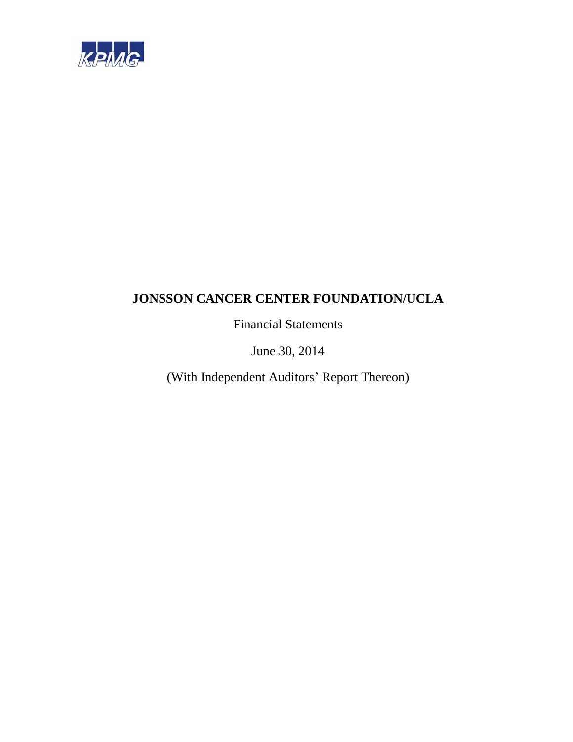KPMG

# JONSSON CANCER CENTER FOUNDATION/UCLA

Financial Statements

June 30, 2014

(With Independent Auditors' Report Thereon)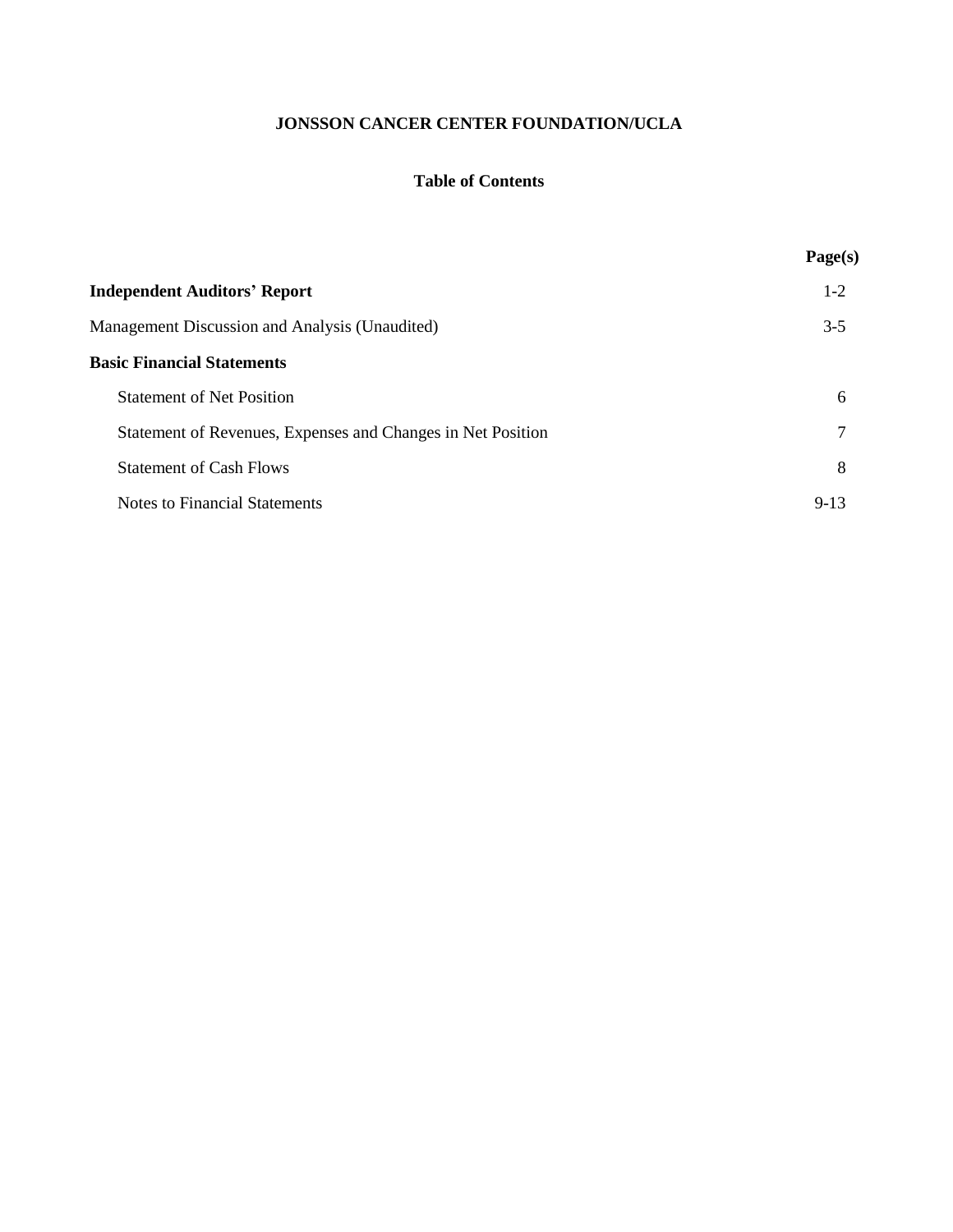# JONSSON CANCER CENTER FOUNDATION/UCLA

## Table of Contents

| | Page(s) |
|---|---|
| **Independent Auditors' Report** | 1-2 |
| Management Discussion and Analysis (Unaudited) | 3-5 |
| **Basic Financial Statements** | |
| Statement of Net Position | 6 |
| Statement of Revenues, Expenses and Changes in Net Position | 7 |
| Statement of Cash Flows | 8 |
| Notes to Financial Statements | 9-13 |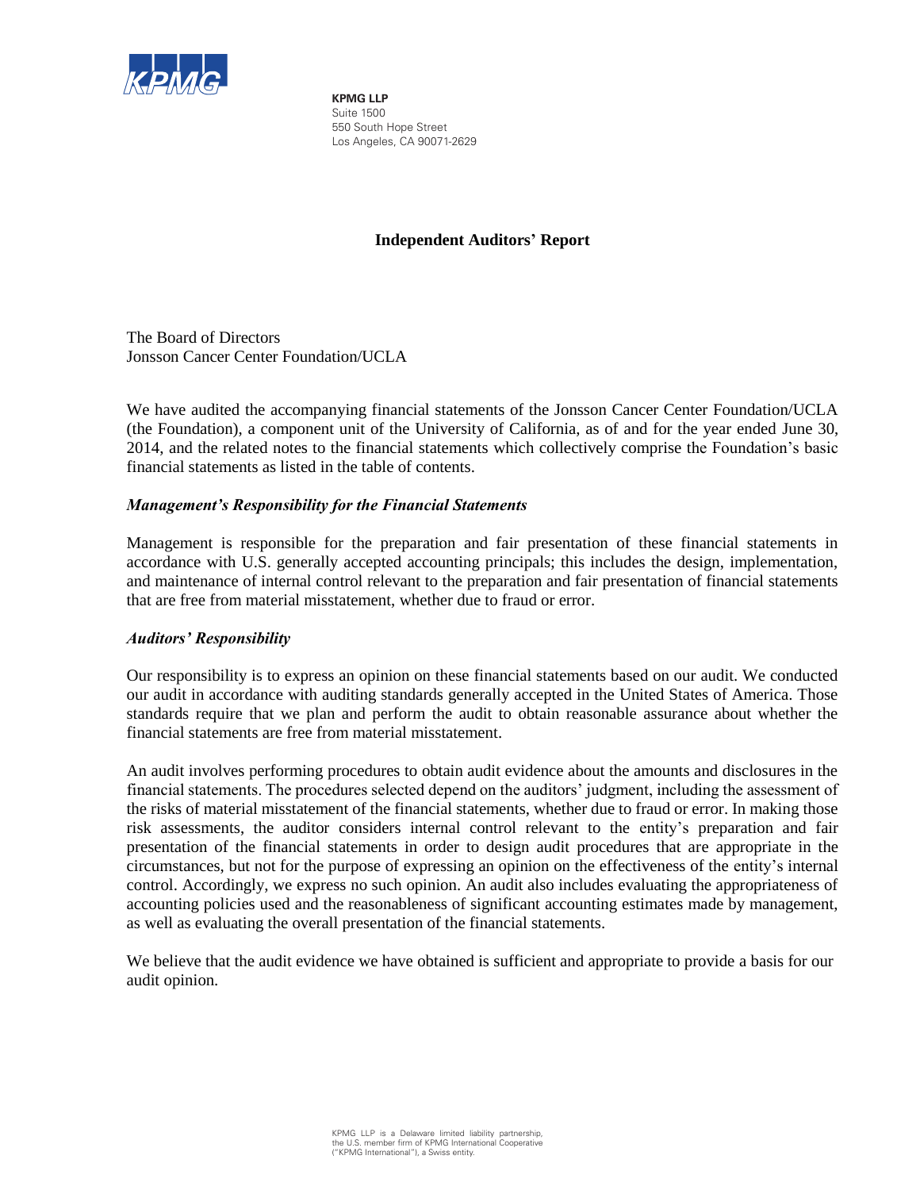**KPMG LLP**
Suite 1500
550 South Hope Street
Los Angeles, CA 90071-2629

## Independent Auditors' Report

The Board of Directors
Jonsson Cancer Center Foundation/UCLA

We have audited the accompanying financial statements of the Jonsson Cancer Center Foundation/UCLA (the Foundation), a component unit of the University of California, as of and for the year ended June 30, 2014, and the related notes to the financial statements which collectively comprise the Foundation's basic financial statements as listed in the table of contents.

### *Management's Responsibility for the Financial Statements*

Management is responsible for the preparation and fair presentation of these financial statements in accordance with U.S. generally accepted accounting principals; this includes the design, implementation, and maintenance of internal control relevant to the preparation and fair presentation of financial statements that are free from material misstatement, whether due to fraud or error.

### *Auditors' Responsibility*

Our responsibility is to express an opinion on these financial statements based on our audit. We conducted our audit in accordance with auditing standards generally accepted in the United States of America. Those standards require that we plan and perform the audit to obtain reasonable assurance about whether the financial statements are free from material misstatement.

An audit involves performing procedures to obtain audit evidence about the amounts and disclosures in the financial statements. The procedures selected depend on the auditors' judgment, including the assessment of the risks of material misstatement of the financial statements, whether due to fraud or error. In making those risk assessments, the auditor considers internal control relevant to the entity's preparation and fair presentation of the financial statements in order to design audit procedures that are appropriate in the circumstances, but not for the purpose of expressing an opinion on the effectiveness of the entity's internal control. Accordingly, we express no such opinion. An audit also includes evaluating the appropriateness of accounting policies used and the reasonableness of significant accounting estimates made by management, as well as evaluating the overall presentation of the financial statements.

We believe that the audit evidence we have obtained is sufficient and appropriate to provide a basis for our audit opinion.

KPMG LLP is a Delaware limited liability partnership, the U.S. member firm of KPMG International Cooperative ("KPMG International"), a Swiss entity.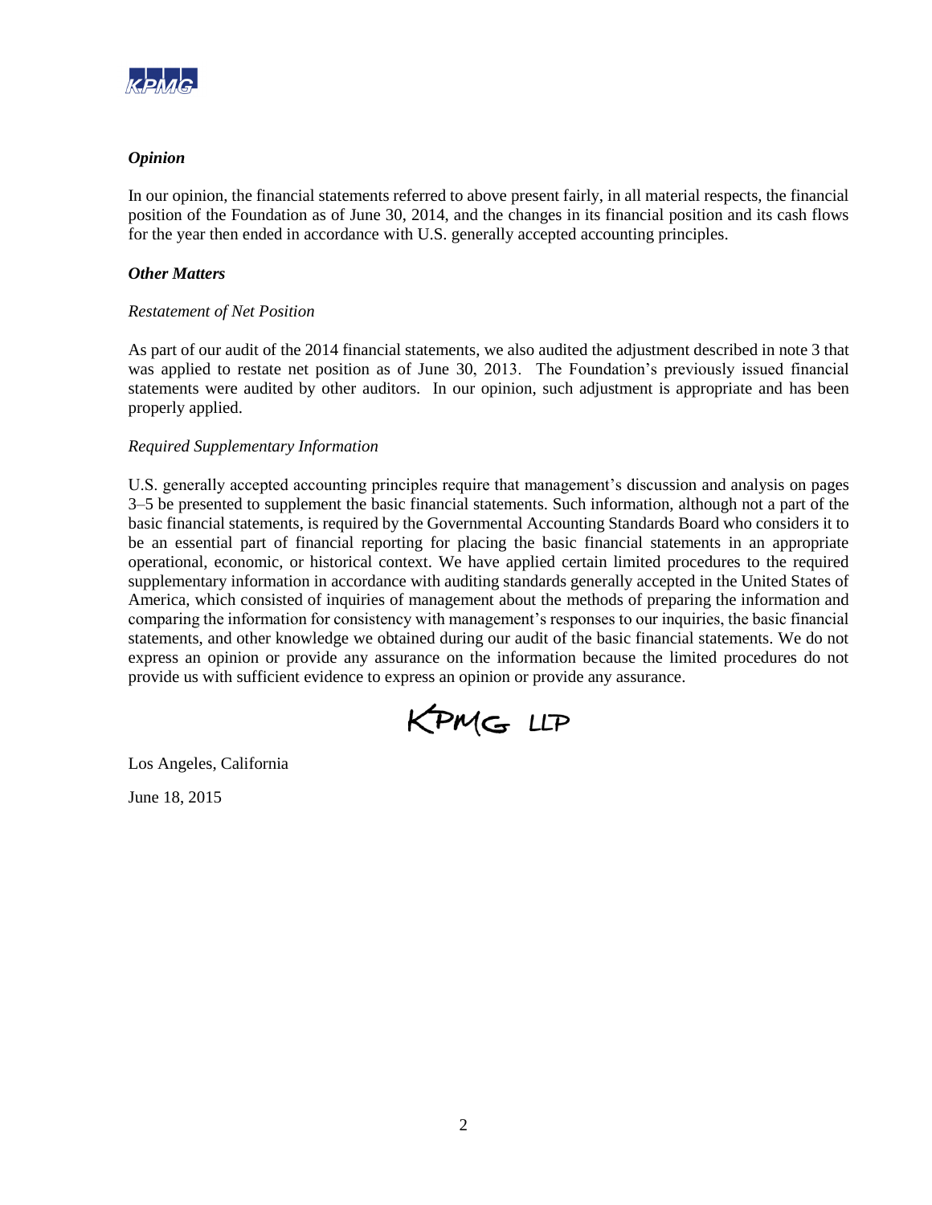### *Opinion*

In our opinion, the financial statements referred to above present fairly, in all material respects, the financial position of the Foundation as of June 30, 2014, and the changes in its financial position and its cash flows for the year then ended in accordance with U.S. generally accepted accounting principles.

### *Other Matters*

*Restatement of Net Position*

As part of our audit of the 2014 financial statements, we also audited the adjustment described in note 3 that was applied to restate net position as of June 30, 2013. The Foundation's previously issued financial statements were audited by other auditors. In our opinion, such adjustment is appropriate and has been properly applied.

*Required Supplementary Information*

U.S. generally accepted accounting principles require that management's discussion and analysis on pages 3–5 be presented to supplement the basic financial statements. Such information, although not a part of the basic financial statements, is required by the Governmental Accounting Standards Board who considers it to be an essential part of financial reporting for placing the basic financial statements in an appropriate operational, economic, or historical context. We have applied certain limited procedures to the required supplementary information in accordance with auditing standards generally accepted in the United States of America, which consisted of inquiries of management about the methods of preparing the information and comparing the information for consistency with management's responses to our inquiries, the basic financial statements, and other knowledge we obtained during our audit of the basic financial statements. We do not express an opinion or provide any assurance on the information because the limited procedures do not provide us with sufficient evidence to express an opinion or provide any assurance.

KPMG LLP

Los Angeles, California

June 18, 2015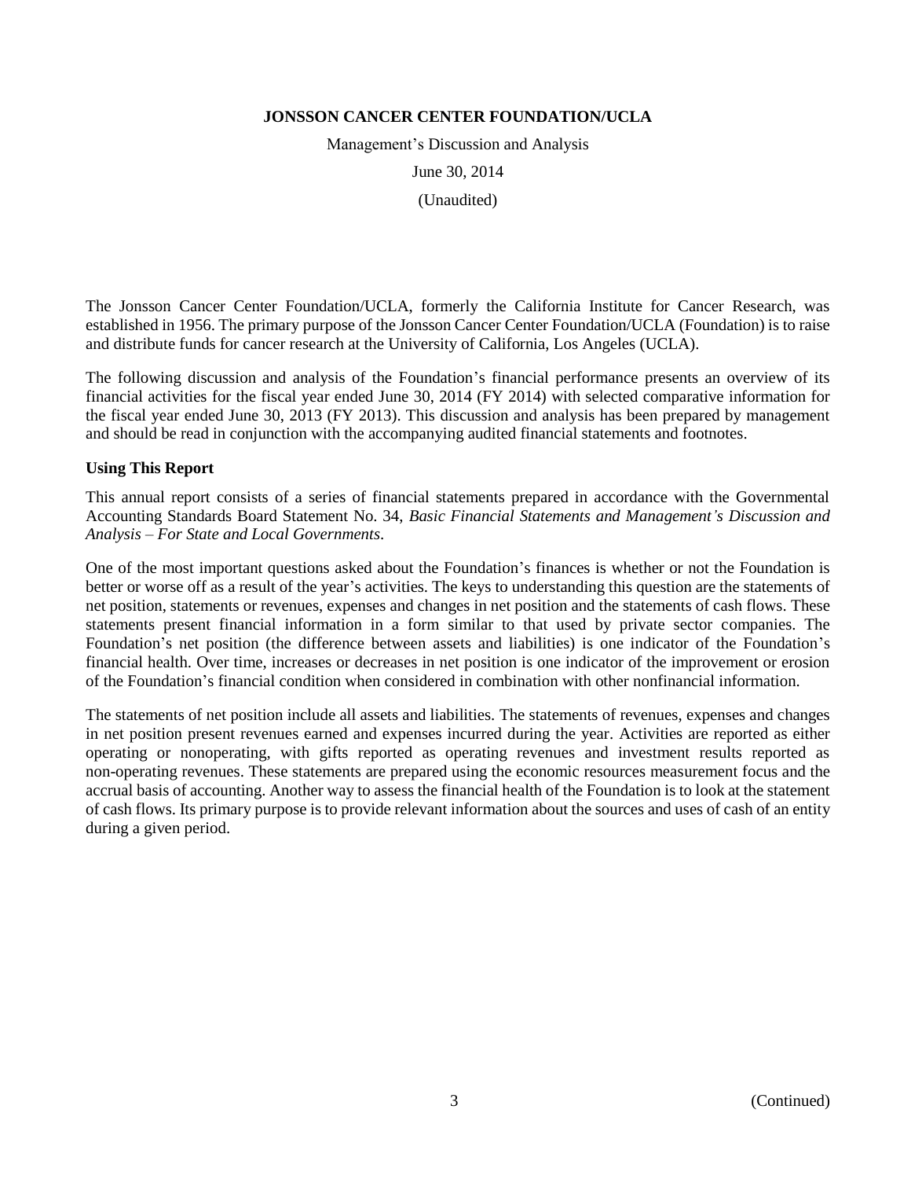**JONSSON CANCER CENTER FOUNDATION/UCLA**

Management's Discussion and Analysis

June 30, 2014

(Unaudited)

The Jonsson Cancer Center Foundation/UCLA, formerly the California Institute for Cancer Research, was established in 1956. The primary purpose of the Jonsson Cancer Center Foundation/UCLA (Foundation) is to raise and distribute funds for cancer research at the University of California, Los Angeles (UCLA).

The following discussion and analysis of the Foundation's financial performance presents an overview of its financial activities for the fiscal year ended June 30, 2014 (FY 2014) with selected comparative information for the fiscal year ended June 30, 2013 (FY 2013). This discussion and analysis has been prepared by management and should be read in conjunction with the accompanying audited financial statements and footnotes.

**Using This Report**

This annual report consists of a series of financial statements prepared in accordance with the Governmental Accounting Standards Board Statement No. 34, *Basic Financial Statements and Management's Discussion and Analysis – For State and Local Governments*.

One of the most important questions asked about the Foundation's finances is whether or not the Foundation is better or worse off as a result of the year's activities. The keys to understanding this question are the statements of net position, statements or revenues, expenses and changes in net position and the statements of cash flows. These statements present financial information in a form similar to that used by private sector companies. The Foundation's net position (the difference between assets and liabilities) is one indicator of the Foundation's financial health. Over time, increases or decreases in net position is one indicator of the improvement or erosion of the Foundation's financial condition when considered in combination with other nonfinancial information.

The statements of net position include all assets and liabilities. The statements of revenues, expenses and changes in net position present revenues earned and expenses incurred during the year. Activities are reported as either operating or nonoperating, with gifts reported as operating revenues and investment results reported as non-operating revenues. These statements are prepared using the economic resources measurement focus and the accrual basis of accounting. Another way to assess the financial health of the Foundation is to look at the statement of cash flows. Its primary purpose is to provide relevant information about the sources and uses of cash of an entity during a given period.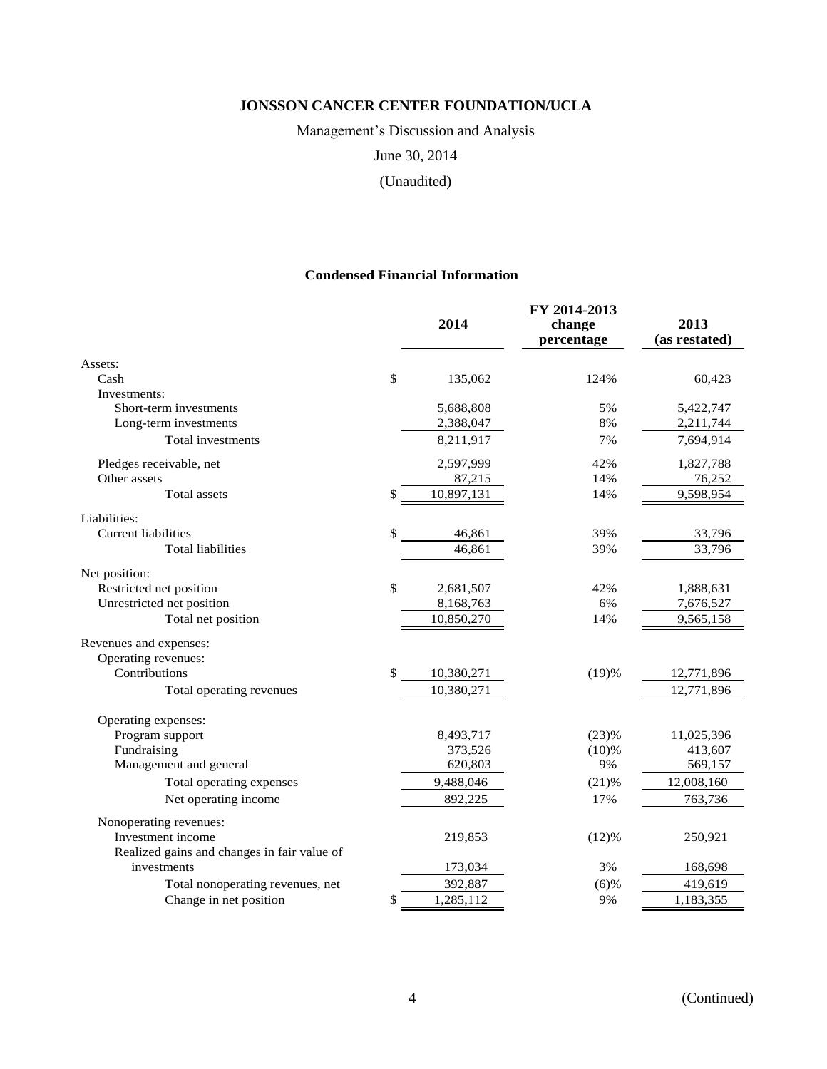**JONSSON CANCER CENTER FOUNDATION/UCLA**

Management's Discussion and Analysis

June 30, 2014

(Unaudited)

**Condensed Financial Information**

| | 2014 | FY 2014-2013 change percentage | 2013 (as restated) |
|---|---|---|---|
| Assets: | | | |
| Cash | $ 135,062 | 124% | 60,423 |
| Investments: | | | |
| Short-term investments | 5,688,808 | 5% | 5,422,747 |
| Long-term investments | 2,388,047 | 8% | 2,211,744 |
| Total investments | 8,211,917 | 7% | 7,694,914 |
| Pledges receivable, net | 2,597,999 | 42% | 1,827,788 |
| Other assets | 87,215 | 14% | 76,252 |
| Total assets | $ 10,897,131 | 14% | 9,598,954 |
| Liabilities: | | | |
| Current liabilities | $ 46,861 | 39% | 33,796 |
| Total liabilities | 46,861 | 39% | 33,796 |
| Net position: | | | |
| Restricted net position | $ 2,681,507 | 42% | 1,888,631 |
| Unrestricted net position | 8,168,763 | 6% | 7,676,527 |
| Total net position | 10,850,270 | 14% | 9,565,158 |
| Revenues and expenses: | | | |
| Operating revenues: | | | |
| Contributions | $ 10,380,271 | (19)% | 12,771,896 |
| Total operating revenues | 10,380,271 | | 12,771,896 |
| Operating expenses: | | | |
| Program support | 8,493,717 | (23)% | 11,025,396 |
| Fundraising | 373,526 | (10)% | 413,607 |
| Management and general | 620,803 | 9% | 569,157 |
| Total operating expenses | 9,488,046 | (21)% | 12,008,160 |
| Net operating income | 892,225 | 17% | 763,736 |
| Nonoperating revenues: | | | |
| Investment income | 219,853 | (12)% | 250,921 |
| Realized gains and changes in fair value of investments | 173,034 | 3% | 168,698 |
| Total nonoperating revenues, net | 392,887 | (6)% | 419,619 |
| Change in net position | $ 1,285,112 | 9% | 1,183,355 |

(Continued)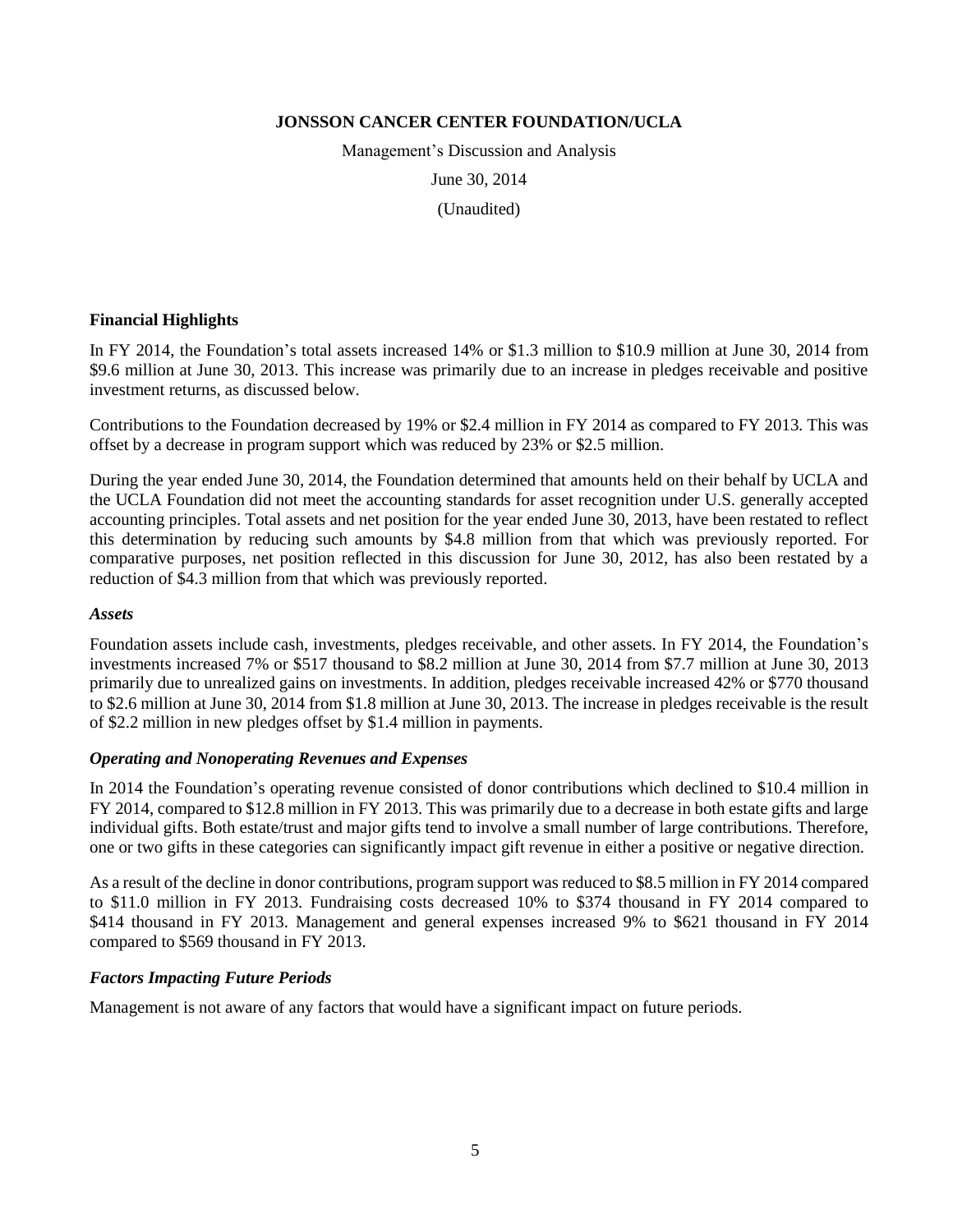**JONSSON CANCER CENTER FOUNDATION/UCLA**

Management's Discussion and Analysis

June 30, 2014

(Unaudited)

## Financial Highlights

In FY 2014, the Foundation's total assets increased 14% or $1.3 million to $10.9 million at June 30, 2014 from $9.6 million at June 30, 2013. This increase was primarily due to an increase in pledges receivable and positive investment returns, as discussed below.

Contributions to the Foundation decreased by 19% or $2.4 million in FY 2014 as compared to FY 2013. This was offset by a decrease in program support which was reduced by 23% or $2.5 million.

During the year ended June 30, 2014, the Foundation determined that amounts held on their behalf by UCLA and the UCLA Foundation did not meet the accounting standards for asset recognition under U.S. generally accepted accounting principles. Total assets and net position for the year ended June 30, 2013, have been restated to reflect this determination by reducing such amounts by $4.8 million from that which was previously reported. For comparative purposes, net position reflected in this discussion for June 30, 2012, has also been restated by a reduction of $4.3 million from that which was previously reported.

### *Assets*

Foundation assets include cash, investments, pledges receivable, and other assets. In FY 2014, the Foundation's investments increased 7% or $517 thousand to $8.2 million at June 30, 2014 from $7.7 million at June 30, 2013 primarily due to unrealized gains on investments. In addition, pledges receivable increased 42% or $770 thousand to $2.6 million at June 30, 2014 from $1.8 million at June 30, 2013. The increase in pledges receivable is the result of $2.2 million in new pledges offset by $1.4 million in payments.

### *Operating and Nonoperating Revenues and Expenses*

In 2014 the Foundation's operating revenue consisted of donor contributions which declined to $10.4 million in FY 2014, compared to $12.8 million in FY 2013. This was primarily due to a decrease in both estate gifts and large individual gifts. Both estate/trust and major gifts tend to involve a small number of large contributions. Therefore, one or two gifts in these categories can significantly impact gift revenue in either a positive or negative direction.

As a result of the decline in donor contributions, program support was reduced to $8.5 million in FY 2014 compared to $11.0 million in FY 2013. Fundraising costs decreased 10% to $374 thousand in FY 2014 compared to $414 thousand in FY 2013. Management and general expenses increased 9% to $621 thousand in FY 2014 compared to $569 thousand in FY 2013.

### *Factors Impacting Future Periods*

Management is not aware of any factors that would have a significant impact on future periods.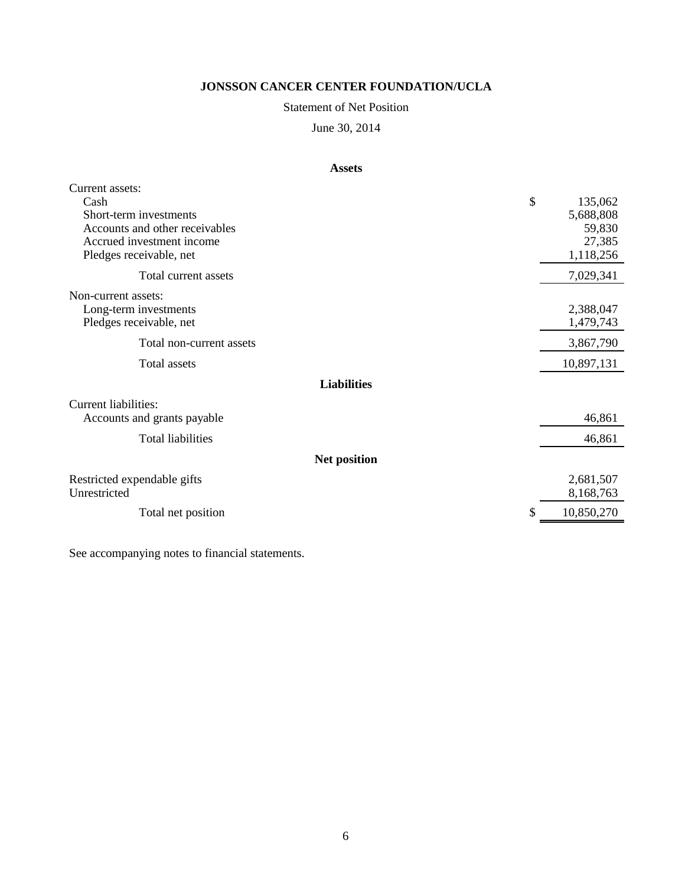# JONSSON CANCER CENTER FOUNDATION/UCLA

Statement of Net Position

June 30, 2014

**Assets**

| | | |
|---|---|---|
| Current assets: | | |
| Cash | $ | 135,062 |
| Short-term investments | | 5,688,808 |
| Accounts and other receivables | | 59,830 |
| Accrued investment income | | 27,385 |
| Pledges receivable, net | | 1,118,256 |
| Total current assets | | 7,029,341 |
| Non-current assets: | | |
| Long-term investments | | 2,388,047 |
| Pledges receivable, net | | 1,479,743 |
| Total non-current assets | | 3,867,790 |
| Total assets | | 10,897,131 |

**Liabilities**

| | | |
|---|---|---|
| Current liabilities: | | |
| Accounts and grants payable | | 46,861 |
| Total liabilities | | 46,861 |

**Net position**

| | | |
|---|---|---|
| Restricted expendable gifts | | 2,681,507 |
| Unrestricted | | 8,168,763 |
| Total net position | $ | 10,850,270 |

See accompanying notes to financial statements.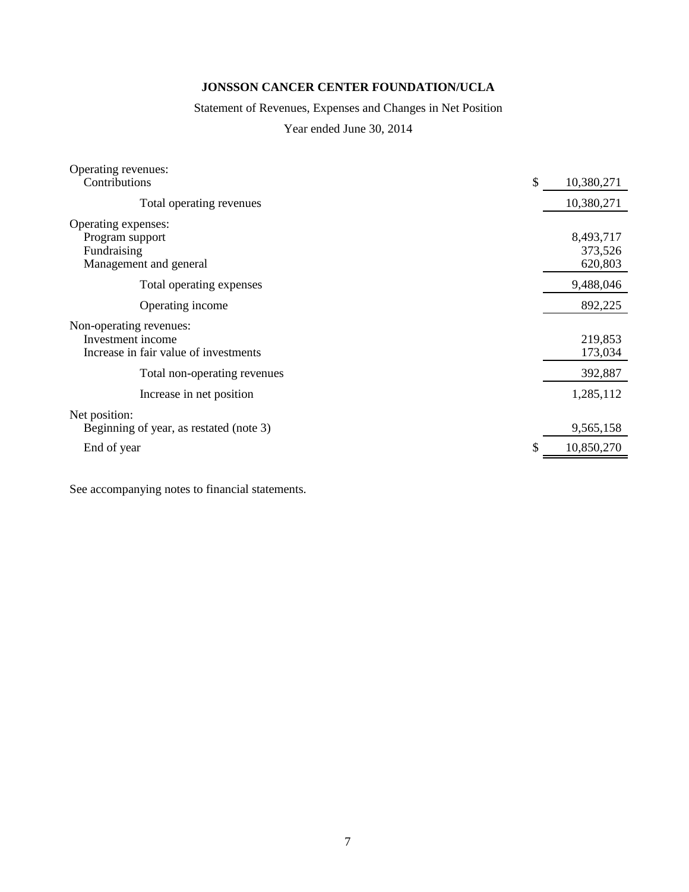# JONSSON CANCER CENTER FOUNDATION/UCLA

Statement of Revenues, Expenses and Changes in Net Position

Year ended June 30, 2014

| | |
|---|---|
| Operating revenues: | |
| Contributions | $ 10,380,271 |
| Total operating revenues | 10,380,271 |
| Operating expenses: | |
| Program support | 8,493,717 |
| Fundraising | 373,526 |
| Management and general | 620,803 |
| Total operating expenses | 9,488,046 |
| Operating income | 892,225 |
| Non-operating revenues: | |
| Investment income | 219,853 |
| Increase in fair value of investments | 173,034 |
| Total non-operating revenues | 392,887 |
| Increase in net position | 1,285,112 |
| Net position: | |
| Beginning of year, as restated (note 3) | 9,565,158 |
| End of year | $ 10,850,270 |

See accompanying notes to financial statements.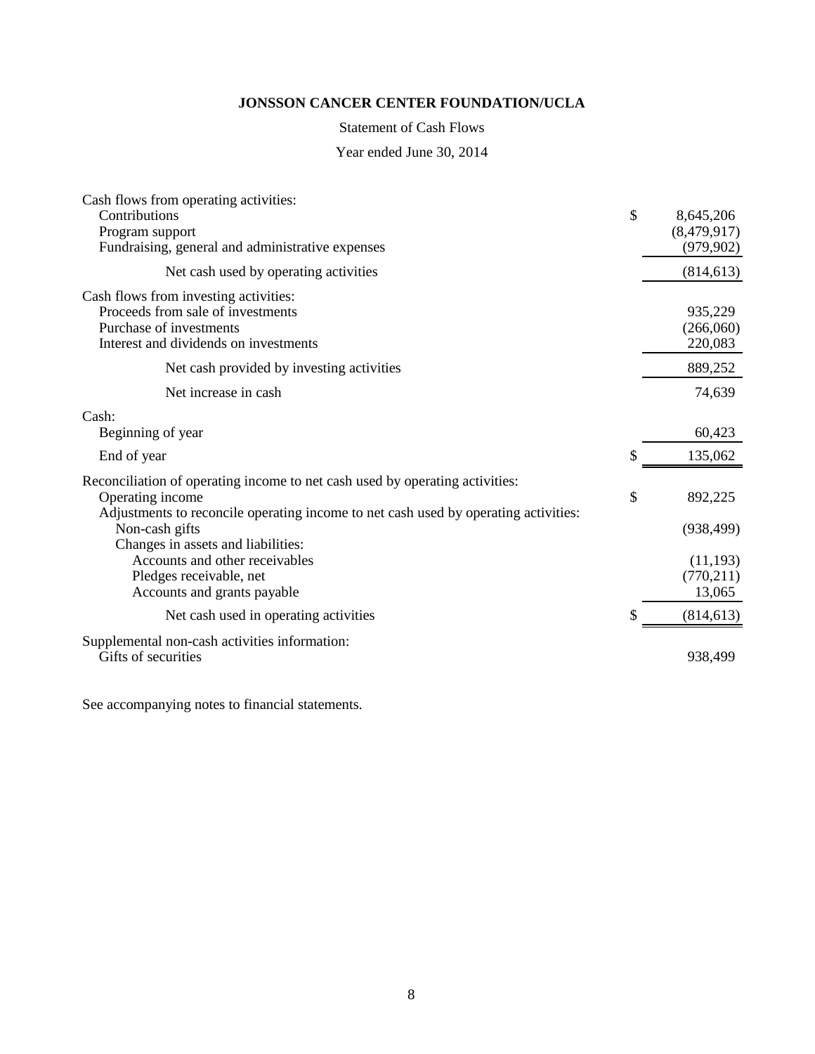**JONSSON CANCER CENTER FOUNDATION/UCLA**

Statement of Cash Flows

Year ended June 30, 2014

| | |
|---|---|
| Cash flows from operating activities: | |
| Contributions | $ 8,645,206 |
| Program support | (8,479,917) |
| Fundraising, general and administrative expenses | (979,902) |
| Net cash used by operating activities | (814,613) |
| Cash flows from investing activities: | |
| Proceeds from sale of investments | 935,229 |
| Purchase of investments | (266,060) |
| Interest and dividends on investments | 220,083 |
| Net cash provided by investing activities | 889,252 |
| Net increase in cash | 74,639 |
| Cash: | |
| Beginning of year | 60,423 |
| End of year | $ 135,062 |
| Reconciliation of operating income to net cash used by operating activities: | |
| Operating income | $ 892,225 |
| Adjustments to reconcile operating income to net cash used by operating activities: | |
| Non-cash gifts | (938,499) |
| Changes in assets and liabilities: | |
| Accounts and other receivables | (11,193) |
| Pledges receivable, net | (770,211) |
| Accounts and grants payable | 13,065 |
| Net cash used in operating activities | $ (814,613) |
| Supplemental non-cash activities information: | |
| Gifts of securities | 938,499 |

See accompanying notes to financial statements.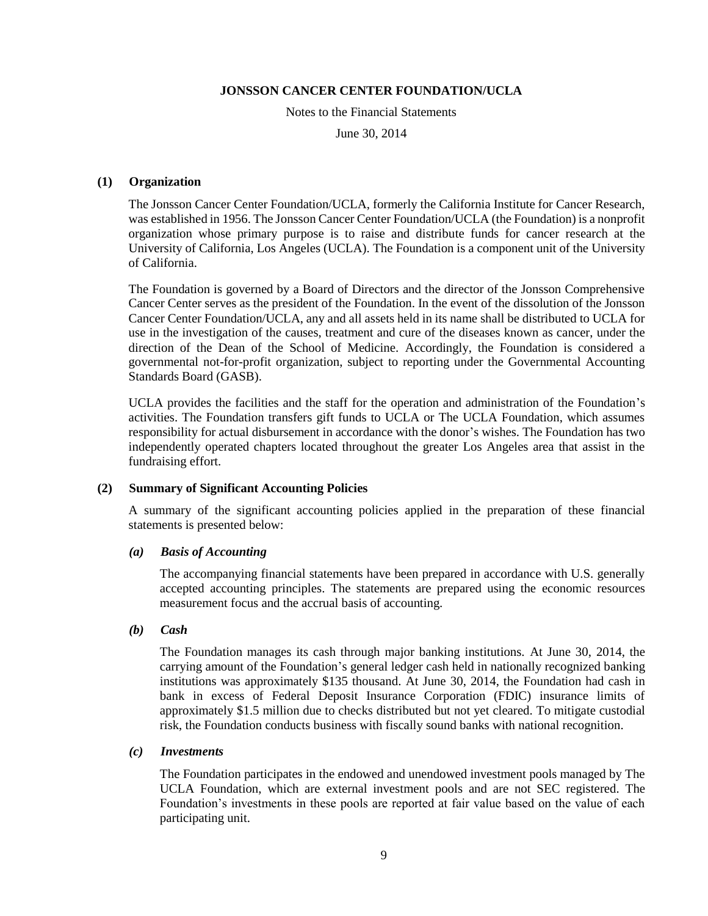# JONSSON CANCER CENTER FOUNDATION/UCLA

Notes to the Financial Statements

June 30, 2014

## (1) Organization

The Jonsson Cancer Center Foundation/UCLA, formerly the California Institute for Cancer Research, was established in 1956. The Jonsson Cancer Center Foundation/UCLA (the Foundation) is a nonprofit organization whose primary purpose is to raise and distribute funds for cancer research at the University of California, Los Angeles (UCLA). The Foundation is a component unit of the University of California.

The Foundation is governed by a Board of Directors and the director of the Jonsson Comprehensive Cancer Center serves as the president of the Foundation. In the event of the dissolution of the Jonsson Cancer Center Foundation/UCLA, any and all assets held in its name shall be distributed to UCLA for use in the investigation of the causes, treatment and cure of the diseases known as cancer, under the direction of the Dean of the School of Medicine. Accordingly, the Foundation is considered a governmental not-for-profit organization, subject to reporting under the Governmental Accounting Standards Board (GASB).

UCLA provides the facilities and the staff for the operation and administration of the Foundation's activities. The Foundation transfers gift funds to UCLA or The UCLA Foundation, which assumes responsibility for actual disbursement in accordance with the donor's wishes. The Foundation has two independently operated chapters located throughout the greater Los Angeles area that assist in the fundraising effort.

## (2) Summary of Significant Accounting Policies

A summary of the significant accounting policies applied in the preparation of these financial statements is presented below:

### *(a) Basis of Accounting*

The accompanying financial statements have been prepared in accordance with U.S. generally accepted accounting principles. The statements are prepared using the economic resources measurement focus and the accrual basis of accounting.

### *(b) Cash*

The Foundation manages its cash through major banking institutions. At June 30, 2014, the carrying amount of the Foundation's general ledger cash held in nationally recognized banking institutions was approximately $135 thousand. At June 30, 2014, the Foundation had cash in bank in excess of Federal Deposit Insurance Corporation (FDIC) insurance limits of approximately $1.5 million due to checks distributed but not yet cleared. To mitigate custodial risk, the Foundation conducts business with fiscally sound banks with national recognition.

### *(c) Investments*

The Foundation participates in the endowed and unendowed investment pools managed by The UCLA Foundation, which are external investment pools and are not SEC registered. The Foundation's investments in these pools are reported at fair value based on the value of each participating unit.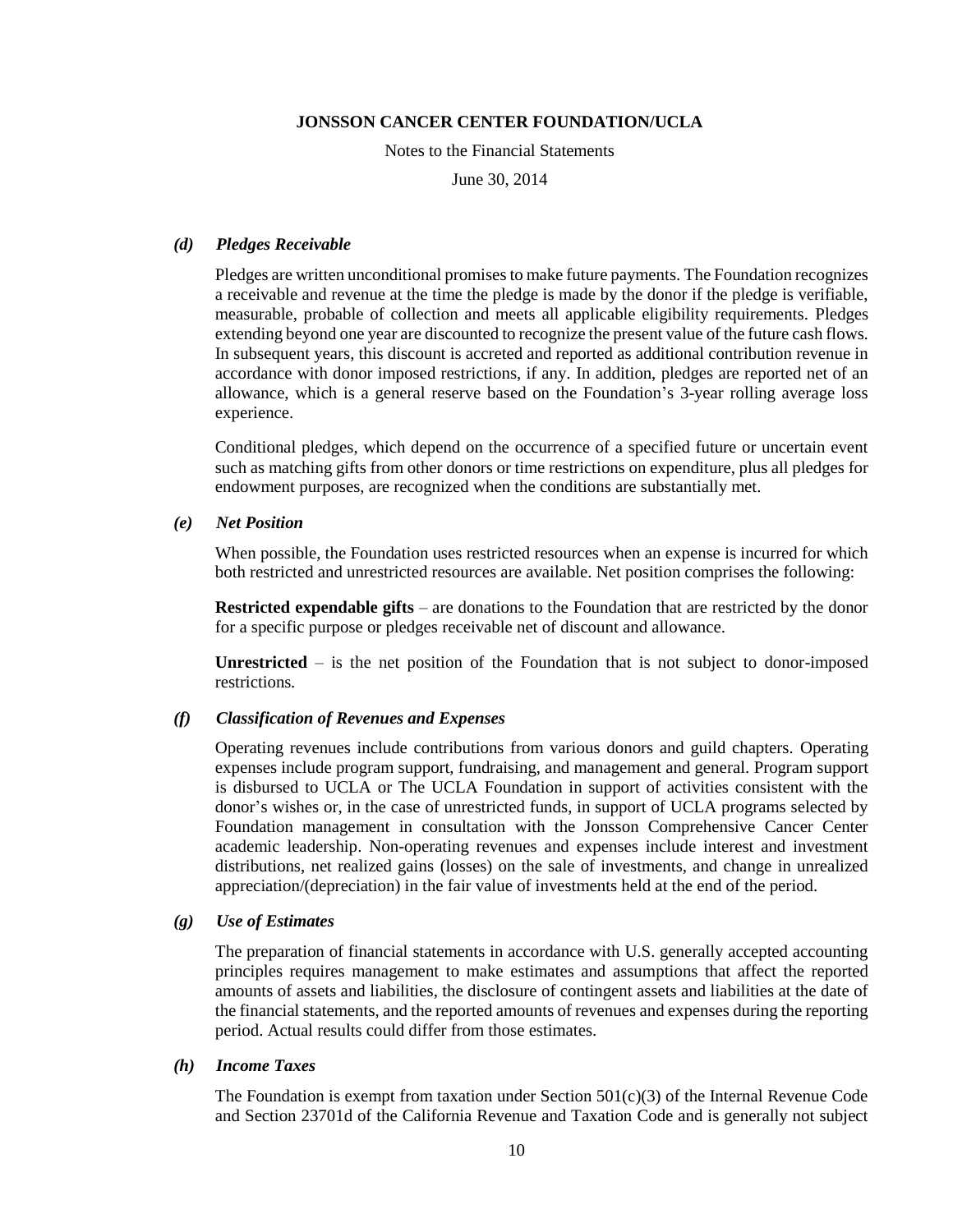#### *(d) Pledges Receivable*

Pledges are written unconditional promises to make future payments. The Foundation recognizes a receivable and revenue at the time the pledge is made by the donor if the pledge is verifiable, measurable, probable of collection and meets all applicable eligibility requirements. Pledges extending beyond one year are discounted to recognize the present value of the future cash flows. In subsequent years, this discount is accreted and reported as additional contribution revenue in accordance with donor imposed restrictions, if any. In addition, pledges are reported net of an allowance, which is a general reserve based on the Foundation's 3-year rolling average loss experience.

Conditional pledges, which depend on the occurrence of a specified future or uncertain event such as matching gifts from other donors or time restrictions on expenditure, plus all pledges for endowment purposes, are recognized when the conditions are substantially met.

#### *(e) Net Position*

When possible, the Foundation uses restricted resources when an expense is incurred for which both restricted and unrestricted resources are available. Net position comprises the following:

**Restricted expendable gifts** – are donations to the Foundation that are restricted by the donor for a specific purpose or pledges receivable net of discount and allowance.

**Unrestricted** – is the net position of the Foundation that is not subject to donor-imposed restrictions.

#### *(f) Classification of Revenues and Expenses*

Operating revenues include contributions from various donors and guild chapters. Operating expenses include program support, fundraising, and management and general. Program support is disbursed to UCLA or The UCLA Foundation in support of activities consistent with the donor's wishes or, in the case of unrestricted funds, in support of UCLA programs selected by Foundation management in consultation with the Jonsson Comprehensive Cancer Center academic leadership. Non-operating revenues and expenses include interest and investment distributions, net realized gains (losses) on the sale of investments, and change in unrealized appreciation/(depreciation) in the fair value of investments held at the end of the period.

#### *(g) Use of Estimates*

The preparation of financial statements in accordance with U.S. generally accepted accounting principles requires management to make estimates and assumptions that affect the reported amounts of assets and liabilities, the disclosure of contingent assets and liabilities at the date of the financial statements, and the reported amounts of revenues and expenses during the reporting period. Actual results could differ from those estimates.

#### *(h) Income Taxes*

The Foundation is exempt from taxation under Section 501(c)(3) of the Internal Revenue Code and Section 23701d of the California Revenue and Taxation Code and is generally not subject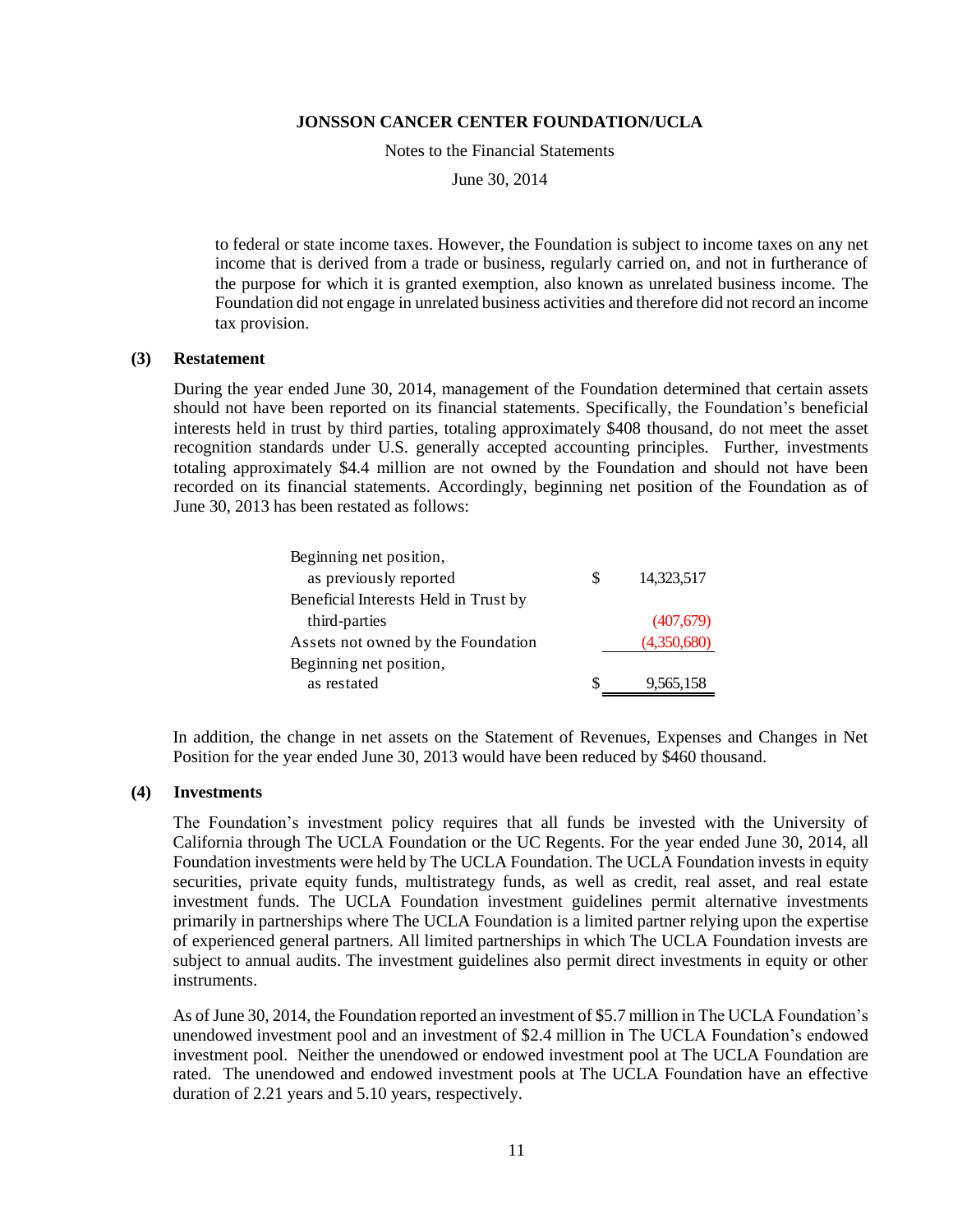to federal or state income taxes. However, the Foundation is subject to income taxes on any net income that is derived from a trade or business, regularly carried on, and not in furtherance of the purpose for which it is granted exemption, also known as unrelated business income. The Foundation did not engage in unrelated business activities and therefore did not record an income tax provision.

## (3) Restatement

During the year ended June 30, 2014, management of the Foundation determined that certain assets should not have been reported on its financial statements. Specifically, the Foundation's beneficial interests held in trust by third parties, totaling approximately $408 thousand, do not meet the asset recognition standards under U.S. generally accepted accounting principles. Further, investments totaling approximately $4.4 million are not owned by the Foundation and should not have been recorded on its financial statements. Accordingly, beginning net position of the Foundation as of June 30, 2013 has been restated as follows:

| | | |
|---|---|---|
| Beginning net position, as previously reported | $ | 14,323,517 |
| Beneficial Interests Held in Trust by third-parties | | (407,679) |
| Assets not owned by the Foundation | | (4,350,680) |
| Beginning net position, as restated | $ | 9,565,158 |

In addition, the change in net assets on the Statement of Revenues, Expenses and Changes in Net Position for the year ended June 30, 2013 would have been reduced by $460 thousand.

## (4) Investments

The Foundation's investment policy requires that all funds be invested with the University of California through The UCLA Foundation or the UC Regents. For the year ended June 30, 2014, all Foundation investments were held by The UCLA Foundation. The UCLA Foundation invests in equity securities, private equity funds, multistrategy funds, as well as credit, real asset, and real estate investment funds. The UCLA Foundation investment guidelines permit alternative investments primarily in partnerships where The UCLA Foundation is a limited partner relying upon the expertise of experienced general partners. All limited partnerships in which The UCLA Foundation invests are subject to annual audits. The investment guidelines also permit direct investments in equity or other instruments.

As of June 30, 2014, the Foundation reported an investment of $5.7 million in The UCLA Foundation's unendowed investment pool and an investment of $2.4 million in The UCLA Foundation's endowed investment pool. Neither the unendowed or endowed investment pool at The UCLA Foundation are rated. The unendowed and endowed investment pools at The UCLA Foundation have an effective duration of 2.21 years and 5.10 years, respectively.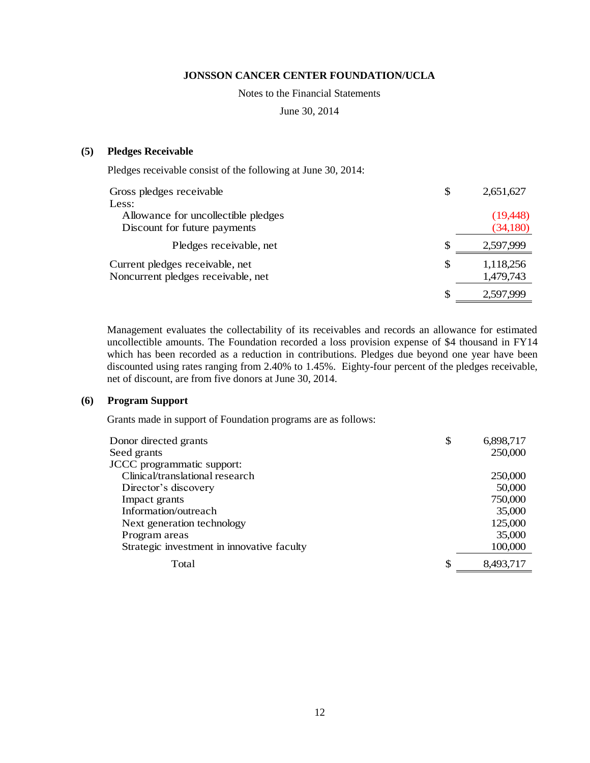**JONSSON CANCER CENTER FOUNDATION/UCLA**

Notes to the Financial Statements

June 30, 2014

## (5) Pledges Receivable

Pledges receivable consist of the following at June 30, 2014:

| | | |
|---|---|---|
| Gross pledges receivable | $ | 2,651,627 |
| Less: | | |
| Allowance for uncollectible pledges | | (19,448) |
| Discount for future payments | | (34,180) |
| Pledges receivable, net | $ | 2,597,999 |
| Current pledges receivable, net | $ | 1,118,256 |
| Noncurrent pledges receivable, net | | 1,479,743 |
| | $ | 2,597,999 |

Management evaluates the collectability of its receivables and records an allowance for estimated uncollectible amounts. The Foundation recorded a loss provision expense of $4 thousand in FY14 which has been recorded as a reduction in contributions. Pledges due beyond one year have been discounted using rates ranging from 2.40% to 1.45%. Eighty-four percent of the pledges receivable, net of discount, are from five donors at June 30, 2014.

## (6) Program Support

Grants made in support of Foundation programs are as follows:

| | | |
|---|---|---|
| Donor directed grants | $ | 6,898,717 |
| Seed grants | | 250,000 |
| JCCC programmatic support: | | |
| Clinical/translational research | | 250,000 |
| Director's discovery | | 50,000 |
| Impact grants | | 750,000 |
| Information/outreach | | 35,000 |
| Next generation technology | | 125,000 |
| Program areas | | 35,000 |
| Strategic investment in innovative faculty | | 100,000 |
| Total | $ | 8,493,717 |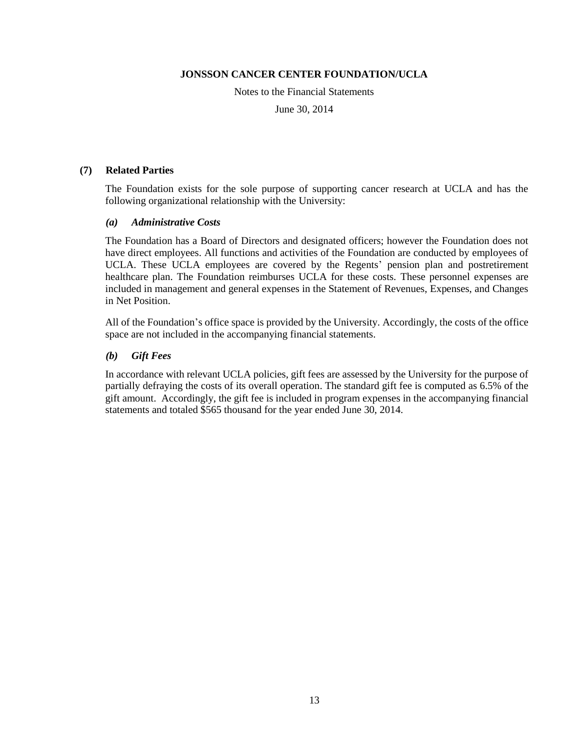**JONSSON CANCER CENTER FOUNDATION/UCLA**

Notes to the Financial Statements

June 30, 2014

## (7) Related Parties

The Foundation exists for the sole purpose of supporting cancer research at UCLA and has the following organizational relationship with the University:

### *(a) Administrative Costs*

The Foundation has a Board of Directors and designated officers; however the Foundation does not have direct employees. All functions and activities of the Foundation are conducted by employees of UCLA. These UCLA employees are covered by the Regents' pension plan and postretirement healthcare plan. The Foundation reimburses UCLA for these costs. These personnel expenses are included in management and general expenses in the Statement of Revenues, Expenses, and Changes in Net Position.

All of the Foundation's office space is provided by the University. Accordingly, the costs of the office space are not included in the accompanying financial statements.

### *(b) Gift Fees*

In accordance with relevant UCLA policies, gift fees are assessed by the University for the purpose of partially defraying the costs of its overall operation. The standard gift fee is computed as 6.5% of the gift amount. Accordingly, the gift fee is included in program expenses in the accompanying financial statements and totaled $565 thousand for the year ended June 30, 2014.